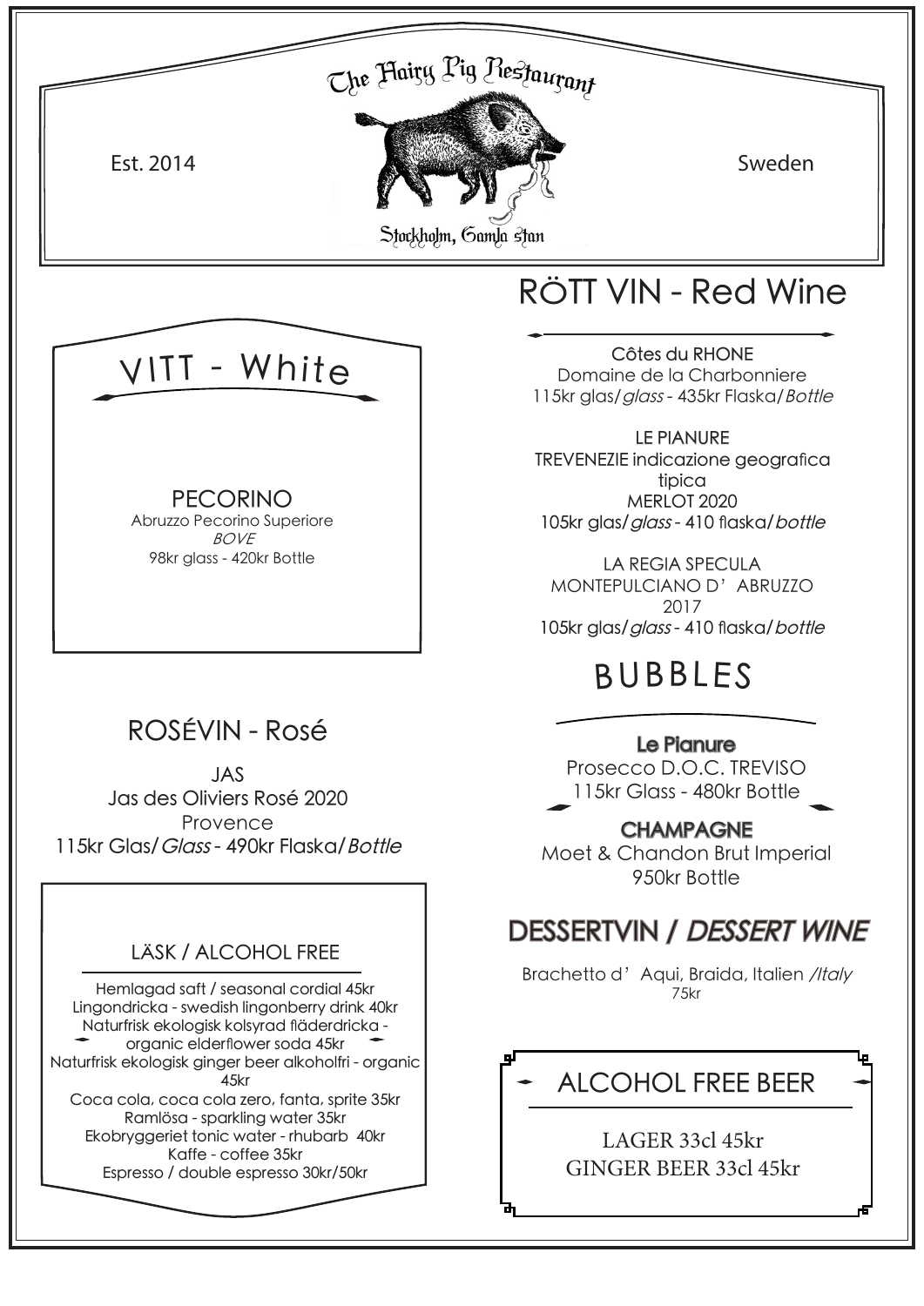# The Hairy Pig Restaurant

Est. 2014

Sweden

Stockholm, Gamla stan

## VITT - White

PECORINO
Abruzzo Pecorino Superiore
*BOVE*
98kr glass - 420kr Bottle

## ROSÉVIN - Rosé

JAS
Jas des Oliviers Rosé 2020
Provence
115kr Glas/*Glass* - 490kr Flaska/*Bottle*

## LÄSK / ALCOHOL FREE

Hemlagad saft / seasonal cordial 45kr
Lingondricka - swedish lingonberry drink 40kr
Naturfrisk ekologisk kolsyrad fläderdricka - organic elderflower soda 45kr
Naturfrisk ekologisk ginger beer alkoholfri - organic 45kr
Coca cola, coca cola zero, fanta, sprite 35kr
Ramlösa - sparkling water 35kr
Ekobryggeriet tonic water - rhubarb 40kr
Kaffe - coffee 35kr
Espresso / double espresso 30kr/50kr

## RÖTT VIN - Red Wine

Côtes du RHONE
Domaine de la Charbonniere
115kr glas/*glass* - 435kr Flaska/*Bottle*

LE PIANURE
TREVENEZIE indicazione geografica tipica
MERLOT 2020
105kr glas/*glass* - 410 flaska/*bottle*

LA REGIA SPECULA
MONTEPULCIANO D'ABRUZZO
2017
105kr glas/*glass* - 410 flaska/*bottle*

## BUBBLES

**Le Pianure**
Prosecco D.O.C. TREVISO
115kr Glass - 480kr Bottle

**CHAMPAGNE**
Moet & Chandon Brut Imperial
950kr Bottle

## DESSERTVIN / *DESSERT WINE*

Brachetto d'Aqui, Braida, Italien */Italy*
75kr

## ALCOHOL FREE BEER

LAGER 33cl 45kr
GINGER BEER 33cl 45kr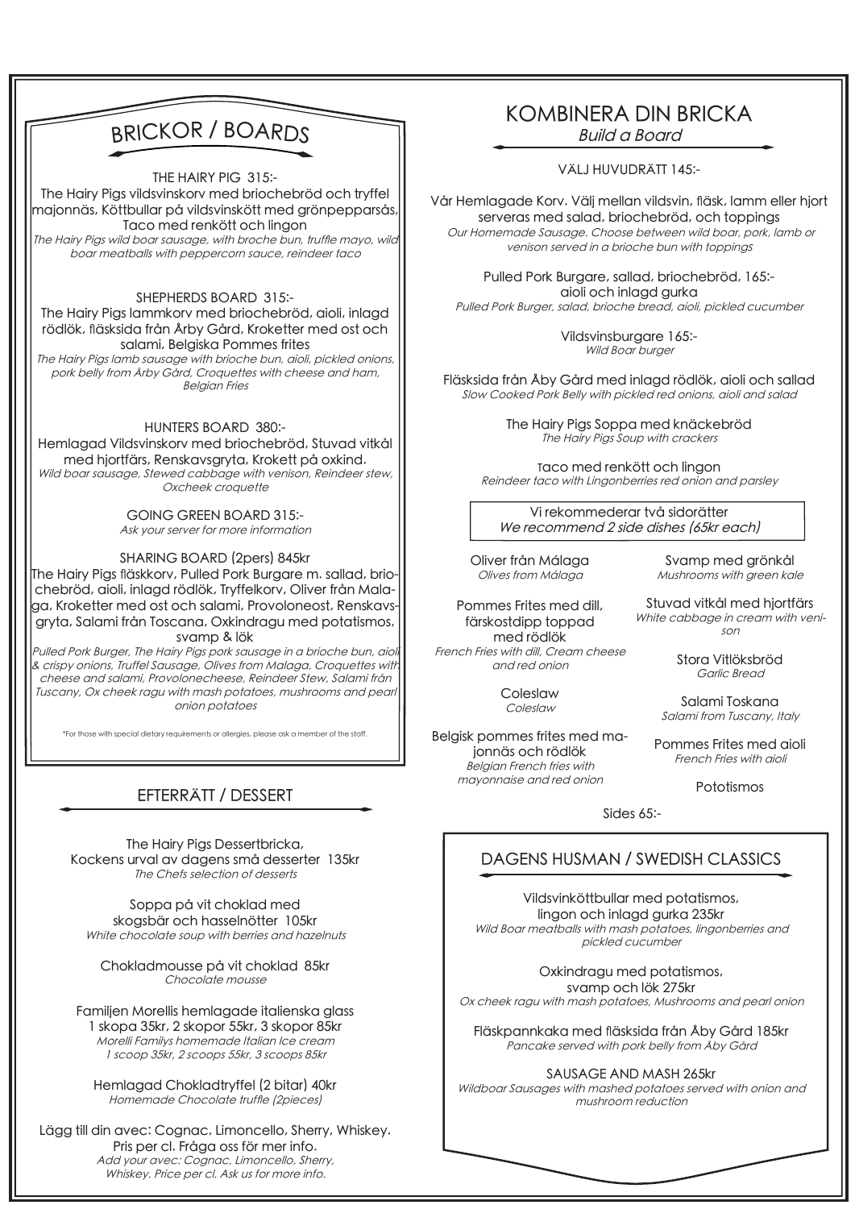## BRICKOR / BOARDS

THE HAIRY PIG 315:-
The Hairy Pigs vildsvinskorv med briochebröd och tryffel majonnäs, Köttbullar på vildsvinskött med grönpepparsås, Taco med renkött och lingon
*The Hairy Pigs wild boar sausage, with broche bun, truffle mayo, wild boar meatballs with peppercorn sauce, reindeer taco*

SHEPHERDS BOARD 315:-
The Hairy Pigs lammkorv med briochebröd, aioli, inlagd rödlök, fläsksida från Årby Gård, Kroketter med ost och salami, Belgiska Pommes frites
*The Hairy Pigs lamb sausage with brioche bun, aioli, pickled onions, pork belly from Årby Gård, Croquettes with cheese and ham, Belgian Fries*

HUNTERS BOARD 380:-
Hemlagad Vildsvinskorv med briochebröd, Stuvad vitkål med hjortfärs, Renskavsgryta, Krokett på oxkind.
*Wild boar sausage, Stewed cabbage with venison, Reindeer stew, Oxcheek croquette*

GOING GREEN BOARD 315:-
*Ask your server for more information*

SHARING BOARD (2pers) 845kr
The Hairy Pigs fläskkorv, Pulled Pork Burgare m. sallad, briochebröd, aioli, inlagd rödlök, Tryffelkorv, Oliver från Malaga, Kroketter med ost och salami, Provoloneost, Renskavsgryta, Salami från Toscana, Oxkindragu med potatismos, svamp & lök
*Pulled Pork Burger, The Hairy Pigs pork sausage in a brioche bun, aioli & crispy onions, Truffel Sausage, Olives from Malaga, Croquettes with cheese and salami, Provolonecheese, Reindeer Stew, Salami från Tuscany, Ox cheek ragu with mash potatoes, mushrooms and pearl onion potatoes*

*For those with special dietary requirements or allergies, please ask a member of the staff.

## EFTERRÄTT / DESSERT

The Hairy Pigs Dessertbricka,
Kockens urval av dagens små desserter 135kr
*The Chefs selection of desserts*

Soppa på vit choklad med skogsbär och hasselnötter 105kr
*White chocolate soup with berries and hazelnuts*

Chokladmousse på vit choklad 85kr
*Chocolate mousse*

Familjen Morellis hemlagade italienska glass
1 skopa 35kr, 2 skopor 55kr, 3 skopor 85kr
*Morelli Familys homemade Italian Ice cream*
*1 scoop 35kr, 2 scoops 55kr, 3 scoops 85kr*

Hemlagad Chokladtryffel (2 bitar) 40kr
*Homemade Chocolate truffle (2pieces)*

Lägg till din avec: Cognac, Limoncello, Sherry, Whiskey. Pris per cl. Fråga oss för mer info.
*Add your avec: Cognac, Limoncello, Sherry, Whiskey. Price per cl. Ask us for more info.*

## KOMBINERA DIN BRICKA
*Build a Board*

VÄLJ HUVUDRÄTT 145:-

Vår Hemlagade Korv. Välj mellan vildsvin, fläsk, lamm eller hjort serveras med salad, briochebröd, och toppings
*Our Homemade Sausage. Choose between wild boar, pork, lamb or venison served in a brioche bun with toppings*

Pulled Pork Burgare, sallad, briochebröd, 165:- aioli och inlagd gurka
*Pulled Pork Burger, salad, brioche bread, aioli, pickled cucumber*

Vildsvinsburgare 165:-
*Wild Boar burger*

Fläsksida från Åby Gård med inlagd rödlök, aioli och sallad
*Slow Cooked Pork Belly with pickled red onions, aioli and salad*

The Hairy Pigs Soppa med knäckebröd
*The Hairy Pigs Soup with crackers*

Taco med renkött och lingon
*Reindeer taco with Lingonberries red onion and parsley*

Vi rekommederar två sidorätter
*We recommend 2 side dishes (65kr each)*

Oliver från Málaga
*Olives from Málaga*

Pommes Frites med dill, färskostdipp toppad med rödlök
*French Fries with dill, Cream cheese and red onion*

Coleslaw
*Coleslaw*

Belgisk pommes frites med majonnäs och rödlök
*Belgian French fries with mayonnaise and red onion*

Svamp med grönkål
*Mushrooms with green kale*

Stuvad vitkål med hjortfärs
*White cabbage in cream with venison*

Stora Vitlöksbröd
*Garlic Bread*

Salami Toskana
*Salami from Tuscany, Italy*

Pommes Frites med aioli
*French Fries with aioli*

Pototismos

Sides 65:-

## DAGENS HUSMAN / SWEDISH CLASSICS

Vildsvinköttbullar med potatismos, lingon och inlagd gurka 235kr
*Wild Boar meatballs with mash potatoes, lingonberries and pickled cucumber*

Oxkindragu med potatismos, svamp och lök 275kr
*Ox cheek ragu with mash potatoes, Mushrooms and pearl onion*

Fläskpannkaka med fläsksida från Åby Gård 185kr
*Pancake served with pork belly from Åby Gård*

SAUSAGE AND MASH 265kr
*Wildboar Sausages with mashed potatoes served with onion and mushroom reduction*